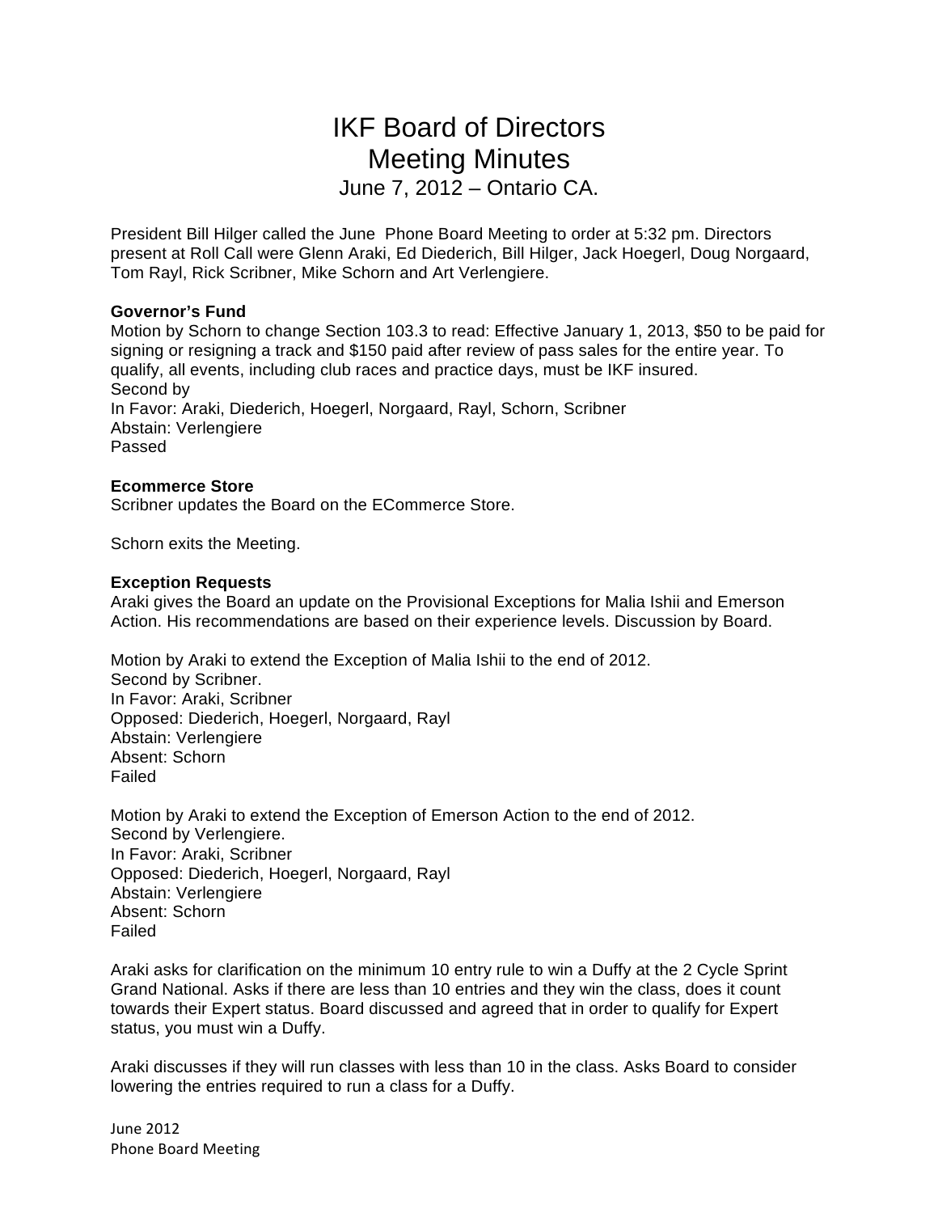# IKF Board of Directors
# Meeting Minutes

June 7, 2012 – Ontario CA.

President Bill Hilger called the June Phone Board Meeting to order at 5:32 pm. Directors present at Roll Call were Glenn Araki, Ed Diederich, Bill Hilger, Jack Hoegerl, Doug Norgaard, Tom Rayl, Rick Scribner, Mike Schorn and Art Verlengiere.

**Governor's Fund**

Motion by Schorn to change Section 103.3 to read: Effective January 1, 2013, $50 to be paid for signing or resigning a track and $150 paid after review of pass sales for the entire year. To qualify, all events, including club races and practice days, must be IKF insured.
Second by
In Favor: Araki, Diederich, Hoegerl, Norgaard, Rayl, Schorn, Scribner
Abstain: Verlengiere
Passed

**Ecommerce Store**

Scribner updates the Board on the ECommerce Store.

Schorn exits the Meeting.

**Exception Requests**

Araki gives the Board an update on the Provisional Exceptions for Malia Ishii and Emerson Action. His recommendations are based on their experience levels. Discussion by Board.

Motion by Araki to extend the Exception of Malia Ishii to the end of 2012.
Second by Scribner.
In Favor: Araki, Scribner
Opposed: Diederich, Hoegerl, Norgaard, Rayl
Abstain: Verlengiere
Absent: Schorn
Failed

Motion by Araki to extend the Exception of Emerson Action to the end of 2012.
Second by Verlengiere.
In Favor: Araki, Scribner
Opposed: Diederich, Hoegerl, Norgaard, Rayl
Abstain: Verlengiere
Absent: Schorn
Failed

Araki asks for clarification on the minimum 10 entry rule to win a Duffy at the 2 Cycle Sprint Grand National. Asks if there are less than 10 entries and they win the class, does it count towards their Expert status. Board discussed and agreed that in order to qualify for Expert status, you must win a Duffy.

Araki discusses if they will run classes with less than 10 in the class. Asks Board to consider lowering the entries required to run a class for a Duffy.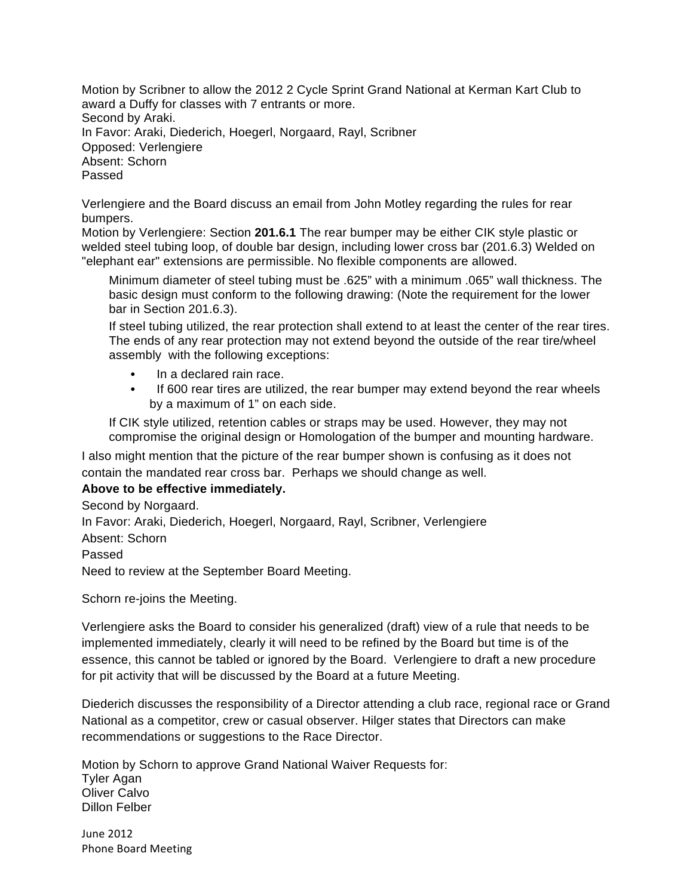Motion by Scribner to allow the 2012 2 Cycle Sprint Grand National at Kerman Kart Club to award a Duffy for classes with 7 entrants or more.
Second by Araki.
In Favor: Araki, Diederich, Hoegerl, Norgaard, Rayl, Scribner
Opposed: Verlengiere
Absent: Schorn
Passed

Verlengiere and the Board discuss an email from John Motley regarding the rules for rear bumpers.
Motion by Verlengiere: Section **201.6.1** The rear bumper may be either CIK style plastic or welded steel tubing loop, of double bar design, including lower cross bar (201.6.3) Welded on "elephant ear" extensions are permissible. No flexible components are allowed.

> Minimum diameter of steel tubing must be .625" with a minimum .065" wall thickness. The basic design must conform to the following drawing: (Note the requirement for the lower bar in Section 201.6.3).
>
> If steel tubing utilized, the rear protection shall extend to at least the center of the rear tires. The ends of any rear protection may not extend beyond the outside of the rear tire/wheel assembly with the following exceptions:
>
> - In a declared rain race.
> - If 600 rear tires are utilized, the rear bumper may extend beyond the rear wheels by a maximum of 1" on each side.
>
> If CIK style utilized, retention cables or straps may be used. However, they may not compromise the original design or Homologation of the bumper and mounting hardware.

I also might mention that the picture of the rear bumper shown is confusing as it does not contain the mandated rear cross bar. Perhaps we should change as well.
**Above to be effective immediately.**
Second by Norgaard.
In Favor: Araki, Diederich, Hoegerl, Norgaard, Rayl, Scribner, Verlengiere
Absent: Schorn
Passed
Need to review at the September Board Meeting.

Schorn re-joins the Meeting.

Verlengiere asks the Board to consider his generalized (draft) view of a rule that needs to be implemented immediately, clearly it will need to be refined by the Board but time is of the essence, this cannot be tabled or ignored by the Board. Verlengiere to draft a new procedure for pit activity that will be discussed by the Board at a future Meeting.

Diederich discusses the responsibility of a Director attending a club race, regional race or Grand National as a competitor, crew or casual observer. Hilger states that Directors can make recommendations or suggestions to the Race Director.

Motion by Schorn to approve Grand National Waiver Requests for:
Tyler Agan
Oliver Calvo
Dillon Felber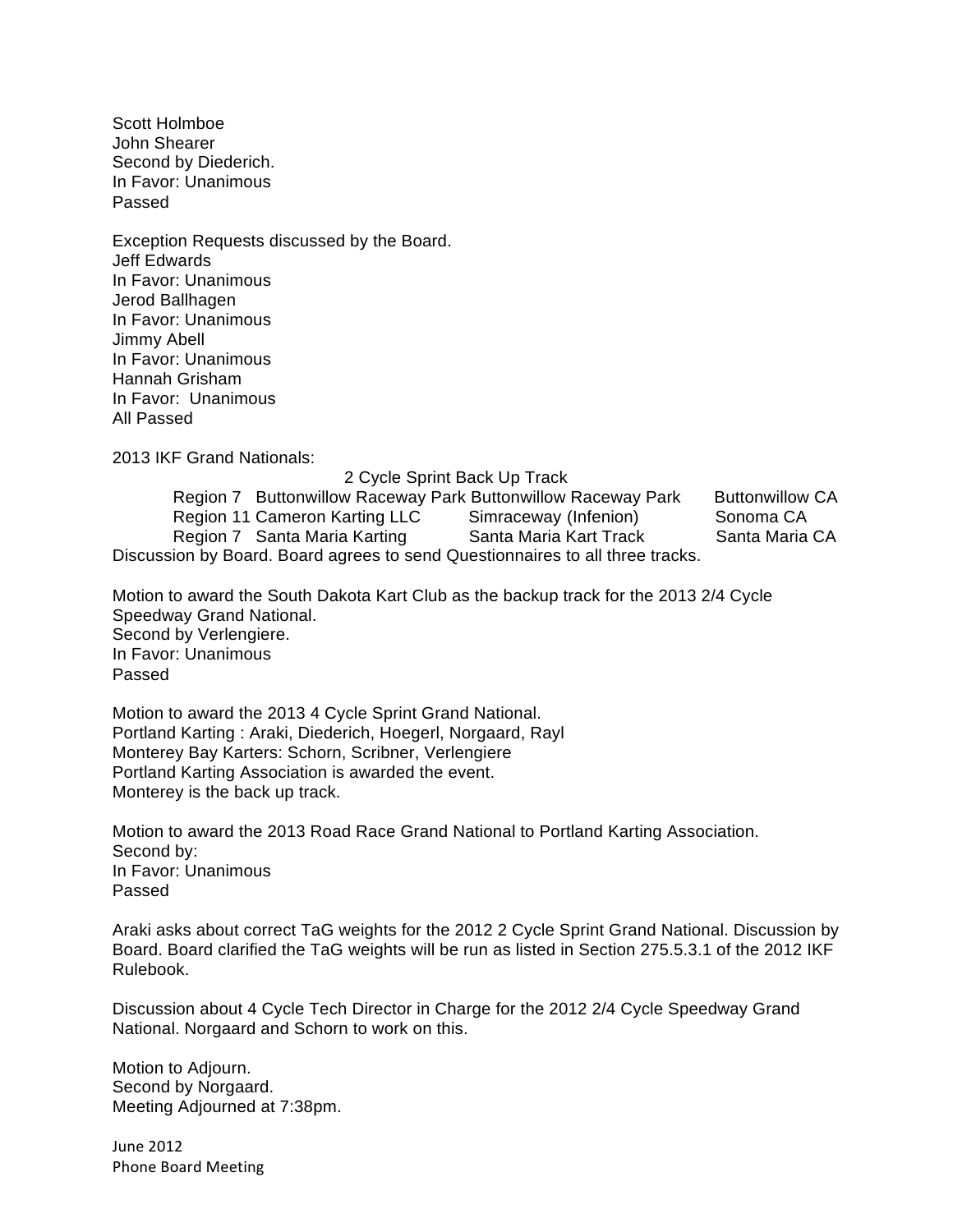Scott Holmboe
John Shearer
Second by Diederich.
In Favor: Unanimous
Passed

Exception Requests discussed by the Board.
Jeff Edwards
In Favor: Unanimous
Jerod Ballhagen
In Favor: Unanimous
Jimmy Abell
In Favor: Unanimous
Hannah Grisham
In Favor: Unanimous
All Passed

2013 IKF Grand Nationals:

2 Cycle Sprint Back Up Track

| | | | |
|---|---|---|---|
| Region 7 | Buttonwillow Raceway Park | Buttonwillow Raceway Park | Buttonwillow CA |
| Region 11 | Cameron Karting LLC | Simraceway (Infenion) | Sonoma CA |
| Region 7 | Santa Maria Karting | Santa Maria Kart Track | Santa Maria CA |

Discussion by Board. Board agrees to send Questionnaires to all three tracks.

Motion to award the South Dakota Kart Club as the backup track for the 2013 2/4 Cycle Speedway Grand National.
Second by Verlengiere.
In Favor: Unanimous
Passed

Motion to award the 2013 4 Cycle Sprint Grand National.
Portland Karting : Araki, Diederich, Hoegerl, Norgaard, Rayl
Monterey Bay Karters: Schorn, Scribner, Verlengiere
Portland Karting Association is awarded the event.
Monterey is the back up track.

Motion to award the 2013 Road Race Grand National to Portland Karting Association.
Second by:
In Favor: Unanimous
Passed

Araki asks about correct TaG weights for the 2012 2 Cycle Sprint Grand National. Discussion by Board. Board clarified the TaG weights will be run as listed in Section 275.5.3.1 of the 2012 IKF Rulebook.

Discussion about 4 Cycle Tech Director in Charge for the 2012 2/4 Cycle Speedway Grand National. Norgaard and Schorn to work on this.

Motion to Adjourn.
Second by Norgaard.
Meeting Adjourned at 7:38pm.